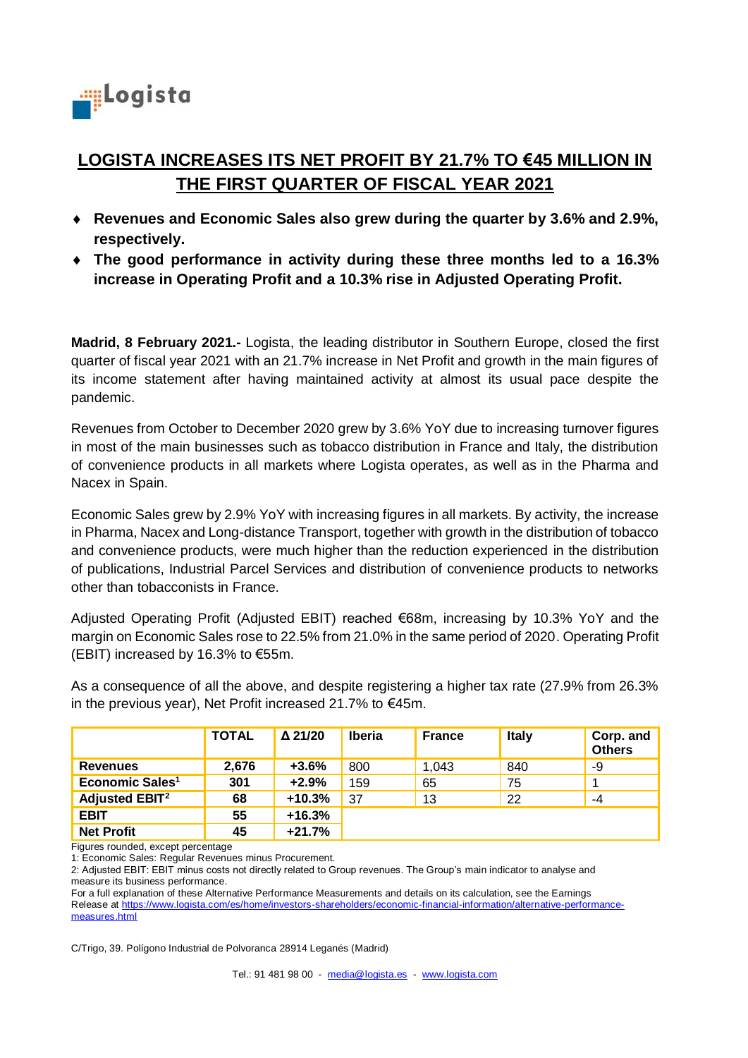Logista

# LOGISTA INCREASES ITS NET PROFIT BY 21.7% TO €45 MILLION IN THE FIRST QUARTER OF FISCAL YEAR 2021

- **Revenues and Economic Sales also grew during the quarter by 3.6% and 2.9%, respectively.**
- **The good performance in activity during these three months led to a 16.3% increase in Operating Profit and a 10.3% rise in Adjusted Operating Profit.**

**Madrid, 8 February 2021.-** Logista, the leading distributor in Southern Europe, closed the first quarter of fiscal year 2021 with an 21.7% increase in Net Profit and growth in the main figures of its income statement after having maintained activity at almost its usual pace despite the pandemic.

Revenues from October to December 2020 grew by 3.6% YoY due to increasing turnover figures in most of the main businesses such as tobacco distribution in France and Italy, the distribution of convenience products in all markets where Logista operates, as well as in the Pharma and Nacex in Spain.

Economic Sales grew by 2.9% YoY with increasing figures in all markets. By activity, the increase in Pharma, Nacex and Long-distance Transport, together with growth in the distribution of tobacco and convenience products, were much higher than the reduction experienced in the distribution of publications, Industrial Parcel Services and distribution of convenience products to networks other than tobacconists in France.

Adjusted Operating Profit (Adjusted EBIT) reached €68m, increasing by 10.3% YoY and the margin on Economic Sales rose to 22.5% from 21.0% in the same period of 2020. Operating Profit (EBIT) increased by 16.3% to €55m.

As a consequence of all the above, and despite registering a higher tax rate (27.9% from 26.3% in the previous year), Net Profit increased 21.7% to €45m.

| | TOTAL | Δ 21/20 | Iberia | France | Italy | Corp. and Others |
|---|---|---|---|---|---|---|
| **Revenues** | **2,676** | **+3.6%** | 800 | 1,043 | 840 | -9 |
| **Economic Sales[1]** | **301** | **+2.9%** | 159 | 65 | 75 | 1 |
| **Adjusted EBIT[2]** | **68** | **+10.3%** | 37 | 13 | 22 | -4 |
| **EBIT** | **55** | **+16.3%** | | | | |
| **Net Profit** | **45** | **+21.7%** | | | | |

Figures rounded, except percentage

1: Economic Sales: Regular Revenues minus Procurement.

2: Adjusted EBIT: EBIT minus costs not directly related to Group revenues. The Group's main indicator to analyse and measure its business performance.

For a full explanation of these Alternative Performance Measurements and details on its calculation, see the Earnings Release at https://www.logista.com/es/home/investors-shareholders/economic-financial-information/alternative-performance-measures.html

C/Trigo, 39. Polígono Industrial de Polvoranca 28914 Leganés (Madrid)

Tel.: 91 481 98 00 - media@logista.es - www.logista.com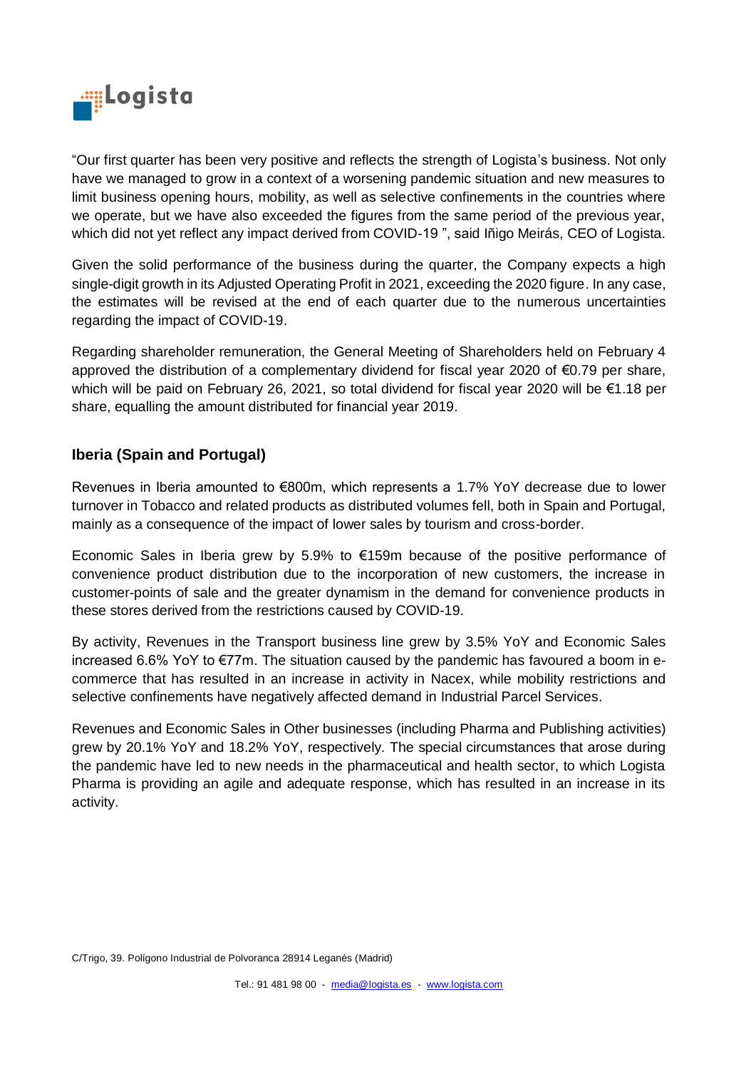"Our first quarter has been very positive and reflects the strength of Logista's business. Not only have we managed to grow in a context of a worsening pandemic situation and new measures to limit business opening hours, mobility, as well as selective confinements in the countries where we operate, but we have also exceeded the figures from the same period of the previous year, which did not yet reflect any impact derived from COVID-19 ", said Iñigo Meirás, CEO of Logista.

Given the solid performance of the business during the quarter, the Company expects a high single-digit growth in its Adjusted Operating Profit in 2021, exceeding the 2020 figure. In any case, the estimates will be revised at the end of each quarter due to the numerous uncertainties regarding the impact of COVID-19.

Regarding shareholder remuneration, the General Meeting of Shareholders held on February 4 approved the distribution of a complementary dividend for fiscal year 2020 of €0.79 per share, which will be paid on February 26, 2021, so total dividend for fiscal year 2020 will be €1.18 per share, equalling the amount distributed for financial year 2019.

## Iberia (Spain and Portugal)

Revenues in Iberia amounted to €800m, which represents a 1.7% YoY decrease due to lower turnover in Tobacco and related products as distributed volumes fell, both in Spain and Portugal, mainly as a consequence of the impact of lower sales by tourism and cross-border.

Economic Sales in Iberia grew by 5.9% to €159m because of the positive performance of convenience product distribution due to the incorporation of new customers, the increase in customer-points of sale and the greater dynamism in the demand for convenience products in these stores derived from the restrictions caused by COVID-19.

By activity, Revenues in the Transport business line grew by 3.5% YoY and Economic Sales increased 6.6% YoY to €77m. The situation caused by the pandemic has favoured a boom in e-commerce that has resulted in an increase in activity in Nacex, while mobility restrictions and selective confinements have negatively affected demand in Industrial Parcel Services.

Revenues and Economic Sales in Other businesses (including Pharma and Publishing activities) grew by 20.1% YoY and 18.2% YoY, respectively. The special circumstances that arose during the pandemic have led to new needs in the pharmaceutical and health sector, to which Logista Pharma is providing an agile and adequate response, which has resulted in an increase in its activity.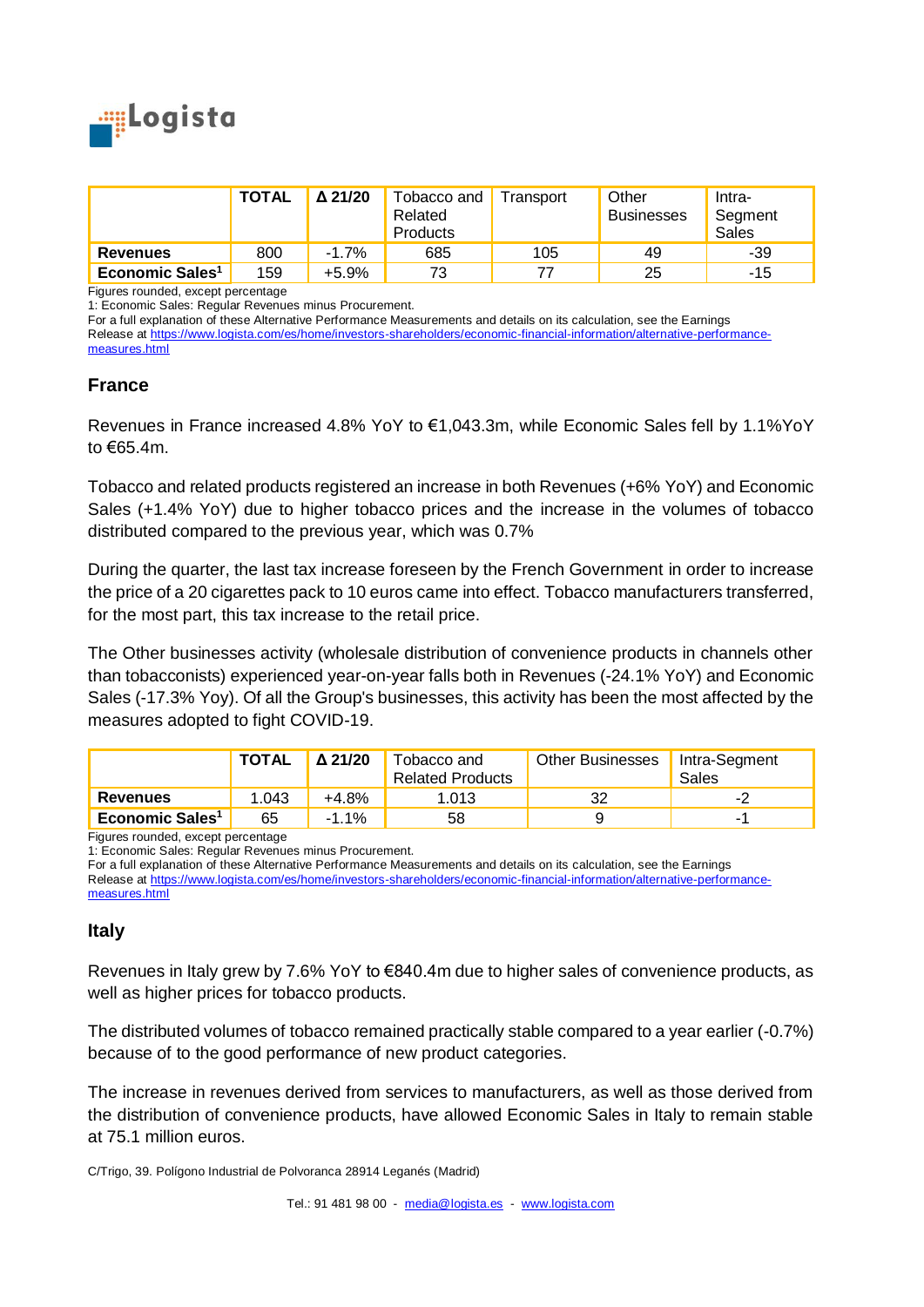| | TOTAL | Δ 21/20 | Tobacco and Related Products | Transport | Other Businesses | Intra-Segment Sales |
|---|---|---|---|---|---|---|
| **Revenues** | 800 | -1.7% | 685 | 105 | 49 | -39 |
| **Economic Sales[1]** | 159 | +5.9% | 73 | 77 | 25 | -15 |

Figures rounded, except percentage

1: Economic Sales: Regular Revenues minus Procurement.

For a full explanation of these Alternative Performance Measurements and details on its calculation, see the Earnings Release at https://www.logista.com/es/home/investors-shareholders/economic-financial-information/alternative-performance-measures.html

## France

Revenues in France increased 4.8% YoY to €1,043.3m, while Economic Sales fell by 1.1%YoY to €65.4m.

Tobacco and related products registered an increase in both Revenues (+6% YoY) and Economic Sales (+1.4% YoY) due to higher tobacco prices and the increase in the volumes of tobacco distributed compared to the previous year, which was 0.7%

During the quarter, the last tax increase foreseen by the French Government in order to increase the price of a 20 cigarettes pack to 10 euros came into effect. Tobacco manufacturers transferred, for the most part, this tax increase to the retail price.

The Other businesses activity (wholesale distribution of convenience products in channels other than tobacconists) experienced year-on-year falls both in Revenues (-24.1% YoY) and Economic Sales (-17.3% Yoy). Of all the Group's businesses, this activity has been the most affected by the measures adopted to fight COVID-19.

| | TOTAL | Δ 21/20 | Tobacco and Related Products | Other Businesses | Intra-Segment Sales |
|---|---|---|---|---|---|
| **Revenues** | 1.043 | +4.8% | 1.013 | 32 | -2 |
| **Economic Sales[1]** | 65 | -1.1% | 58 | 9 | -1 |

Figures rounded, except percentage

1: Economic Sales: Regular Revenues minus Procurement.

For a full explanation of these Alternative Performance Measurements and details on its calculation, see the Earnings Release at https://www.logista.com/es/home/investors-shareholders/economic-financial-information/alternative-performance-measures.html

## Italy

Revenues in Italy grew by 7.6% YoY to €840.4m due to higher sales of convenience products, as well as higher prices for tobacco products.

The distributed volumes of tobacco remained practically stable compared to a year earlier (-0.7%) because of to the good performance of new product categories.

The increase in revenues derived from services to manufacturers, as well as those derived from the distribution of convenience products, have allowed Economic Sales in Italy to remain stable at 75.1 million euros.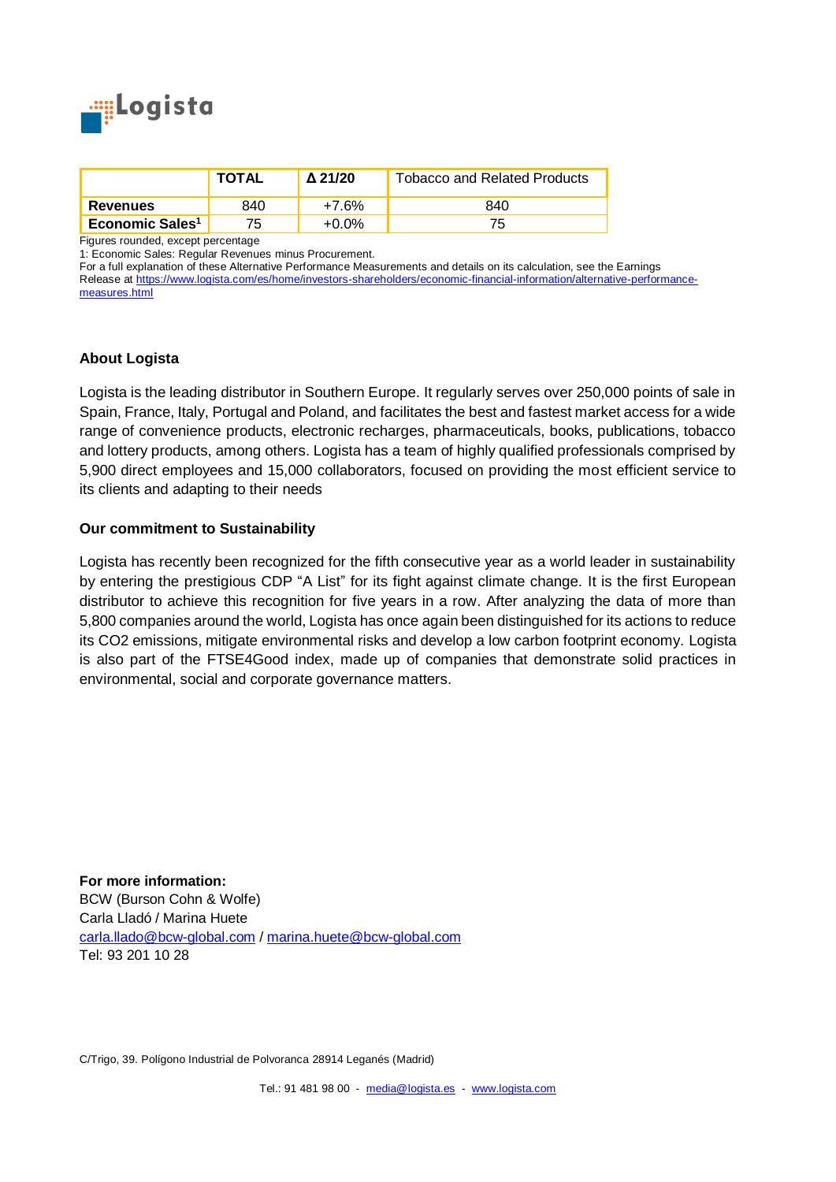| | TOTAL | Δ 21/20 | Tobacco and Related Products |
|---|---|---|---|
| **Revenues** | 840 | +7.6% | 840 |
| **Economic Sales**[1] | 75 | +0.0% | 75 |

Figures rounded, except percentage

1: Economic Sales: Regular Revenues minus Procurement.

For a full explanation of these Alternative Performance Measurements and details on its calculation, see the Earnings Release at https://www.logista.com/es/home/investors-shareholders/economic-financial-information/alternative-performance-measures.html

### About Logista

Logista is the leading distributor in Southern Europe. It regularly serves over 250,000 points of sale in Spain, France, Italy, Portugal and Poland, and facilitates the best and fastest market access for a wide range of convenience products, electronic recharges, pharmaceuticals, books, publications, tobacco and lottery products, among others. Logista has a team of highly qualified professionals comprised by 5,900 direct employees and 15,000 collaborators, focused on providing the most efficient service to its clients and adapting to their needs

### Our commitment to Sustainability

Logista has recently been recognized for the fifth consecutive year as a world leader in sustainability by entering the prestigious CDP "A List" for its fight against climate change. It is the first European distributor to achieve this recognition for five years in a row. After analyzing the data of more than 5,800 companies around the world, Logista has once again been distinguished for its actions to reduce its $CO_2$ emissions, mitigate environmental risks and develop a low carbon footprint economy. Logista is also part of the FTSE4Good index, made up of companies that demonstrate solid practices in environmental, social and corporate governance matters.

**For more information:**
BCW (Burson Cohn & Wolfe)
Carla Lladó / Marina Huete
carla.llado@bcw-global.com / marina.huete@bcw-global.com
Tel: 93 201 10 28

C/Trigo, 39. Polígono Industrial de Polvoranca 28914 Leganés (Madrid)

Tel.: 91 481 98 00 - media@logista.es - www.logista.com